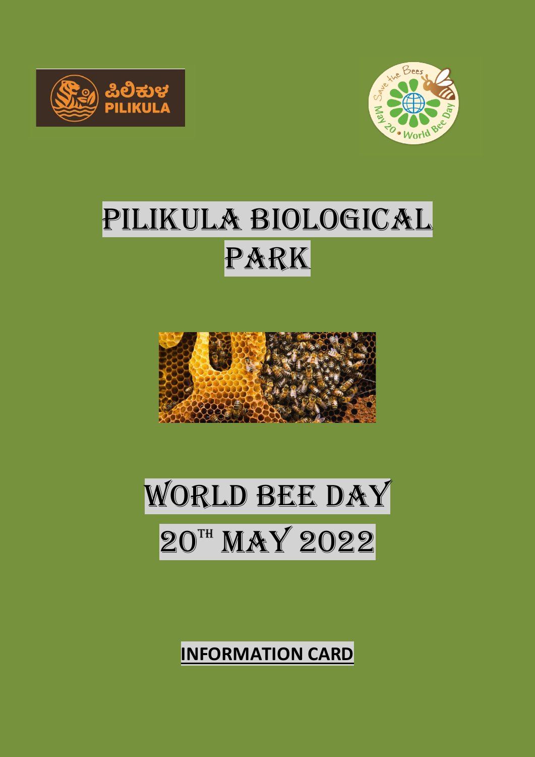# PILIKULA BIOLOGICAL PARK

# WORLD BEE DAY

# 20TH MAY 2022

**INFORMATION CARD**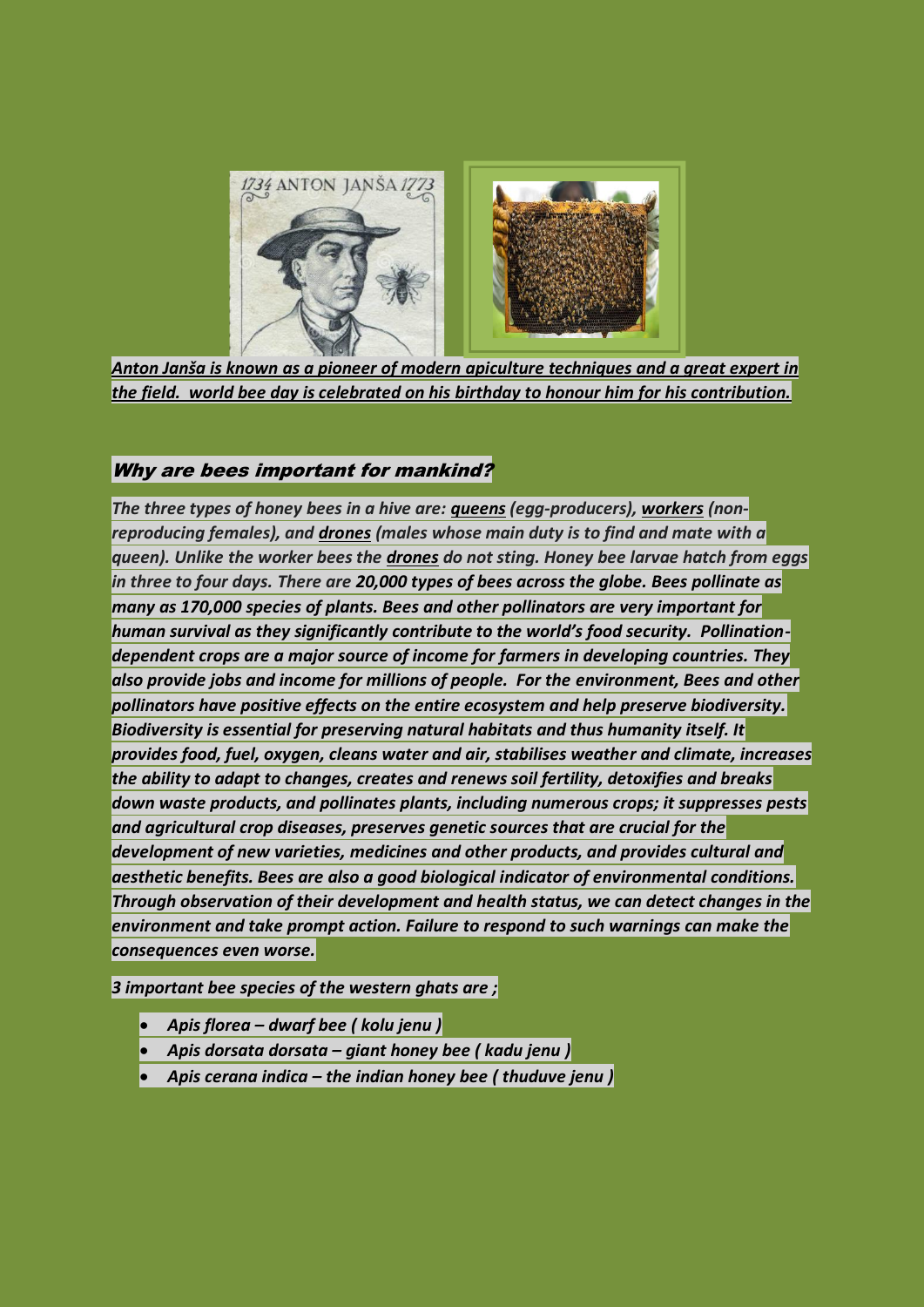***Anton Janša is known as a pioneer of modern apiculture techniques and a great expert in the field. world bee day is celebrated on his birthday to honour him for his contribution.***

## *Why are bees important for mankind?*

*The three types of honey bees in a hive are: queens (egg-producers), workers (non-reproducing females), and drones (males whose main duty is to find and mate with a queen). Unlike the worker bees the drones do not sting. Honey bee larvae hatch from eggs in three to four days. There are* ***20,000 types of bees across the globe. Bees pollinate as many as 170,000 species of plants. Bees and other pollinators are very important for human survival as they significantly contribute to the world's food security. Pollination-dependent crops are a major source of income for farmers in developing countries. They also provide jobs and income for millions of people. For the environment, Bees and other pollinators have positive effects on the entire ecosystem and help preserve biodiversity. Biodiversity is essential for preserving natural habitats and thus humanity itself. It provides food, fuel, oxygen, cleans water and air, stabilises weather and climate, increases the ability to adapt to changes, creates and renews soil fertility, detoxifies and breaks down waste products, and pollinates plants, including numerous crops; it suppresses pests and agricultural crop diseases, preserves genetic sources that are crucial for the development of new varieties, medicines and other products, and provides cultural and aesthetic benefits. Bees are also a good biological indicator of environmental conditions. Through observation of their development and health status, we can detect changes in the environment and take prompt action. Failure to respond to such warnings can make the consequences even worse.***

***3 important bee species of the western ghats are ;***

- ***Apis florea – dwarf bee ( kolu jenu )***
- ***Apis dorsata dorsata – giant honey bee ( kadu jenu )***
- ***Apis cerana indica – the indian honey bee ( thuduve jenu )***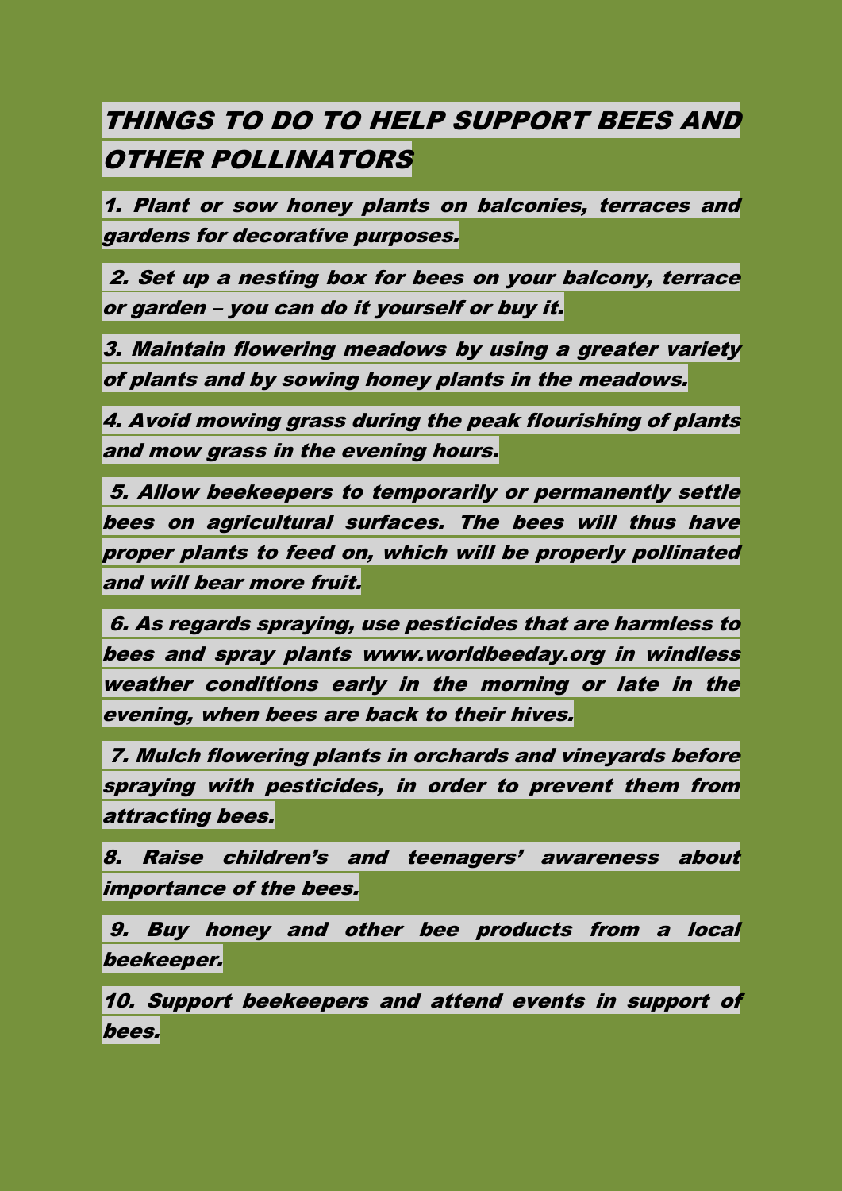# *THINGS TO DO TO HELP SUPPORT BEES AND OTHER POLLINATORS*

*1. Plant or sow honey plants on balconies, terraces and gardens for decorative purposes.*

*2. Set up a nesting box for bees on your balcony, terrace or garden – you can do it yourself or buy it.*

*3. Maintain flowering meadows by using a greater variety of plants and by sowing honey plants in the meadows.*

*4. Avoid mowing grass during the peak flourishing of plants and mow grass in the evening hours.*

*5. Allow beekeepers to temporarily or permanently settle bees on agricultural surfaces. The bees will thus have proper plants to feed on, which will be properly pollinated and will bear more fruit.*

*6. As regards spraying, use pesticides that are harmless to bees and spray plants www.worldbeeday.org in windless weather conditions early in the morning or late in the evening, when bees are back to their hives.*

*7. Mulch flowering plants in orchards and vineyards before spraying with pesticides, in order to prevent them from attracting bees.*

*8. Raise children's and teenagers' awareness about importance of the bees.*

*9. Buy honey and other bee products from a local beekeeper.*

*10. Support beekeepers and attend events in support of bees.*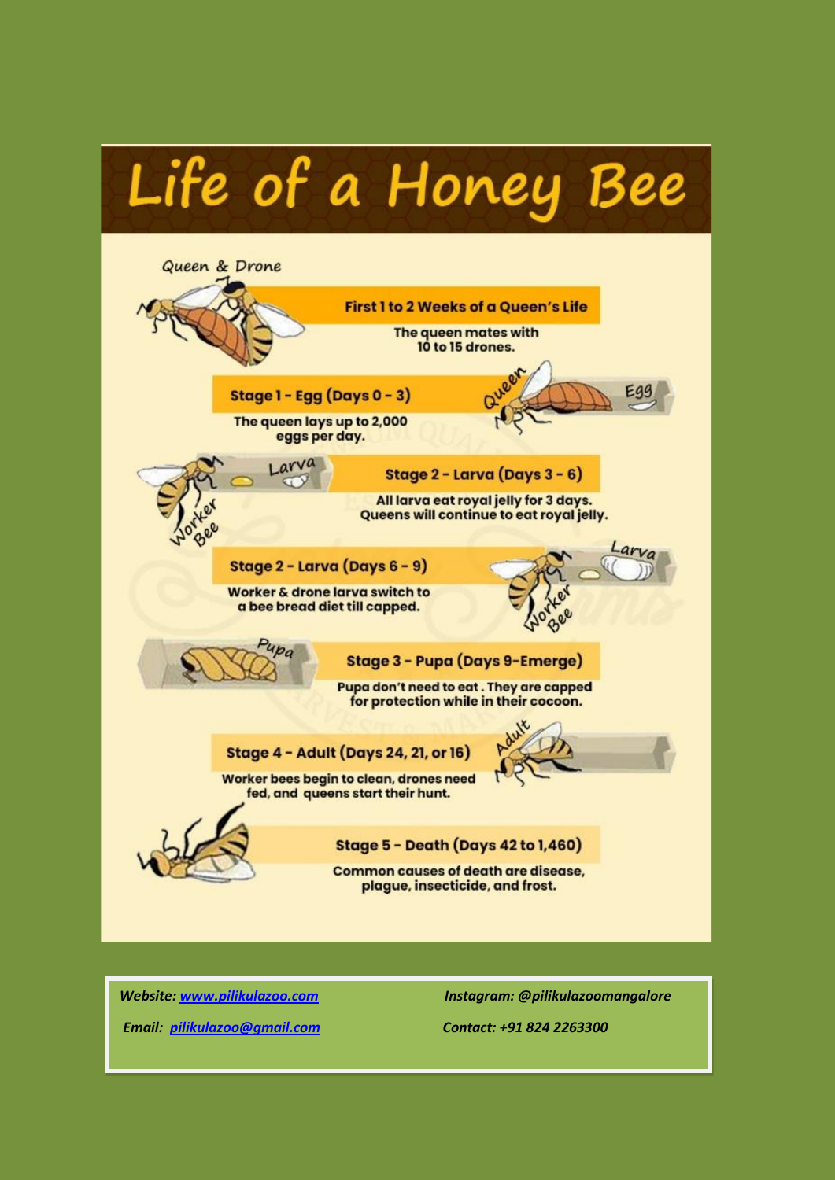# Life of a Honey Bee

Queen & Drone

**First 1 to 2 Weeks of a Queen's Life**

The queen mates with 10 to 15 drones.

**Stage 1 - Egg (Days 0 - 3)**

The queen lays up to 2,000 eggs per day.

Queen

Egg

Larva

Worker Bee

**Stage 2 - Larva (Days 3 - 6)**

All larva eat royal jelly for 3 days. Queens will continue to eat royal jelly.

**Stage 2 - Larva (Days 6 - 9)**

Worker & drone larva switch to a bee bread diet till capped.

Larva

Worker Bee

Pupa

**Stage 3 - Pupa (Days 9-Emerge)**

Pupa don't need to eat . They are capped for protection while in their cocoon.

**Stage 4 - Adult (Days 24, 21, or 16)**

Worker bees begin to clean, drones need fed, and queens start their hunt.

Adult

**Stage 5 - Death (Days 42 to 1,460)**

Common causes of death are disease, plague, insecticide, and frost.

*Website: [www.pilikulazoo.com](http://www.pilikulazoo.com)*

*Instagram: @pilikulazoomangalore*

*Email: [pilikulazoo@gmail.com](mailto:pilikulazoo@gmail.com)*

*Contact: +91 824 2263300*